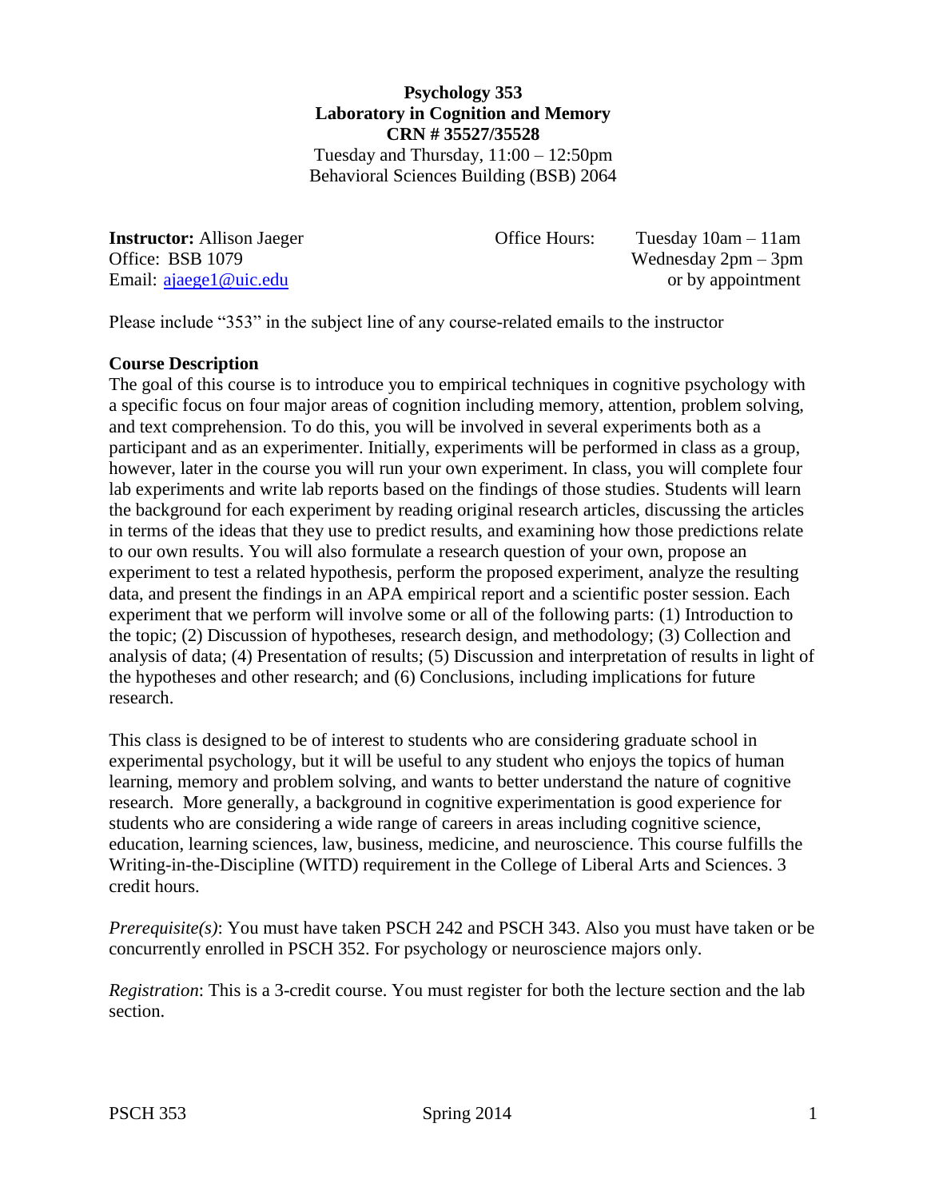# Psychology 353
## Laboratory in Cognition and Memory
### CRN # 35527/35528

Tuesday and Thursday, 11:00 – 12:50pm
Behavioral Sciences Building (BSB) 2064

**Instructor:** Allison Jaeger
Office: BSB 1079
Email: ajaege1@uic.edu

Office Hours: Tuesday 10am – 11am
Wednesday 2pm – 3pm
or by appointment

Please include "353" in the subject line of any course-related emails to the instructor

**Course Description**

The goal of this course is to introduce you to empirical techniques in cognitive psychology with a specific focus on four major areas of cognition including memory, attention, problem solving, and text comprehension. To do this, you will be involved in several experiments both as a participant and as an experimenter. Initially, experiments will be performed in class as a group, however, later in the course you will run your own experiment. In class, you will complete four lab experiments and write lab reports based on the findings of those studies. Students will learn the background for each experiment by reading original research articles, discussing the articles in terms of the ideas that they use to predict results, and examining how those predictions relate to our own results. You will also formulate a research question of your own, propose an experiment to test a related hypothesis, perform the proposed experiment, analyze the resulting data, and present the findings in an APA empirical report and a scientific poster session. Each experiment that we perform will involve some or all of the following parts: (1) Introduction to the topic; (2) Discussion of hypotheses, research design, and methodology; (3) Collection and analysis of data; (4) Presentation of results; (5) Discussion and interpretation of results in light of the hypotheses and other research; and (6) Conclusions, including implications for future research.

This class is designed to be of interest to students who are considering graduate school in experimental psychology, but it will be useful to any student who enjoys the topics of human learning, memory and problem solving, and wants to better understand the nature of cognitive research. More generally, a background in cognitive experimentation is good experience for students who are considering a wide range of careers in areas including cognitive science, education, learning sciences, law, business, medicine, and neuroscience. This course fulfills the Writing-in-the-Discipline (WITD) requirement in the College of Liberal Arts and Sciences. 3 credit hours.

*Prerequisite(s)*: You must have taken PSCH 242 and PSCH 343. Also you must have taken or be concurrently enrolled in PSCH 352. For psychology or neuroscience majors only.

*Registration*: This is a 3-credit course. You must register for both the lecture section and the lab section.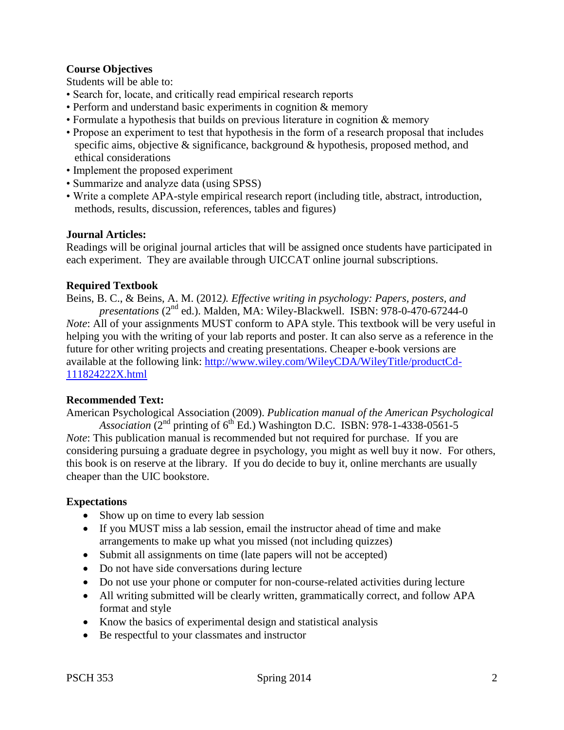**Course Objectives**

Students will be able to:

- Search for, locate, and critically read empirical research reports
- Perform and understand basic experiments in cognition & memory
- Formulate a hypothesis that builds on previous literature in cognition & memory
- Propose an experiment to test that hypothesis in the form of a research proposal that includes specific aims, objective & significance, background & hypothesis, proposed method, and ethical considerations
- Implement the proposed experiment
- Summarize and analyze data (using SPSS)
- Write a complete APA-style empirical research report (including title, abstract, introduction, methods, results, discussion, references, tables and figures)

**Journal Articles:**

Readings will be original journal articles that will be assigned once students have participated in each experiment. They are available through UICCAT online journal subscriptions.

**Required Textbook**

Beins, B. C., & Beins, A. M. (2012*). Effective writing in psychology: Papers, posters, and presentations* (2nd ed.). Malden, MA: Wiley-Blackwell. ISBN: 978-0-470-67244-0

*Note*: All of your assignments MUST conform to APA style. This textbook will be very useful in helping you with the writing of your lab reports and poster. It can also serve as a reference in the future for other writing projects and creating presentations. Cheaper e-book versions are available at the following link: [http://www.wiley.com/WileyCDA/WileyTitle/productCd-111824222X.html](http://www.wiley.com/WileyCDA/WileyTitle/productCd-111824222X.html)

**Recommended Text:**

American Psychological Association (2009). *Publication manual of the American Psychological Association* (2nd printing of 6th Ed.) Washington D.C. ISBN: 978-1-4338-0561-5

*Note*: This publication manual is recommended but not required for purchase. If you are considering pursuing a graduate degree in psychology, you might as well buy it now. For others, this book is on reserve at the library. If you do decide to buy it, online merchants are usually cheaper than the UIC bookstore.

**Expectations**

- Show up on time to every lab session
- If you MUST miss a lab session, email the instructor ahead of time and make arrangements to make up what you missed (not including quizzes)
- Submit all assignments on time (late papers will not be accepted)
- Do not have side conversations during lecture
- Do not use your phone or computer for non-course-related activities during lecture
- All writing submitted will be clearly written, grammatically correct, and follow APA format and style
- Know the basics of experimental design and statistical analysis
- Be respectful to your classmates and instructor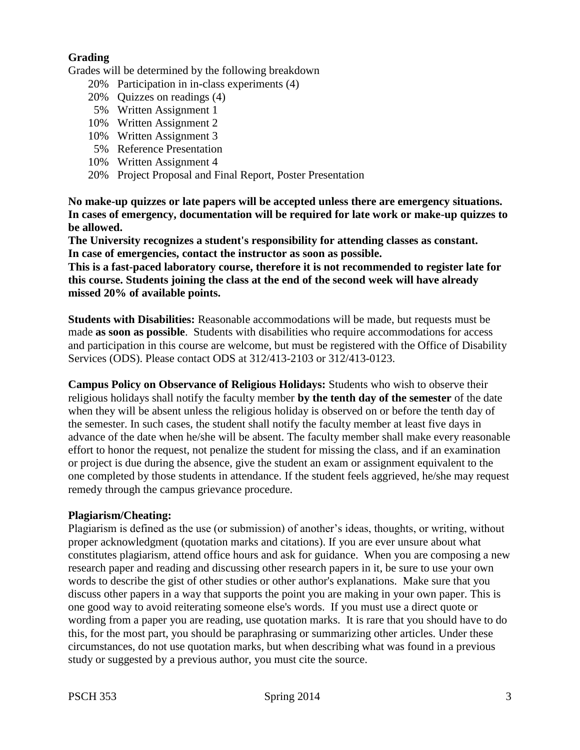**Grading**

Grades will be determined by the following breakdown

- 20% Participation in in-class experiments (4)
- 20% Quizzes on readings (4)
- 5% Written Assignment 1
- 10% Written Assignment 2
- 10% Written Assignment 3
- 5% Reference Presentation
- 10% Written Assignment 4
- 20% Project Proposal and Final Report, Poster Presentation

**No make-up quizzes or late papers will be accepted unless there are emergency situations. In cases of emergency, documentation will be required for late work or make-up quizzes to be allowed.**

**The University recognizes a student's responsibility for attending classes as constant. In case of emergencies, contact the instructor as soon as possible.**

**This is a fast-paced laboratory course, therefore it is not recommended to register late for this course. Students joining the class at the end of the second week will have already missed 20% of available points.**

**Students with Disabilities:** Reasonable accommodations will be made, but requests must be made **as soon as possible**. Students with disabilities who require accommodations for access and participation in this course are welcome, but must be registered with the Office of Disability Services (ODS). Please contact ODS at 312/413-2103 or 312/413-0123.

**Campus Policy on Observance of Religious Holidays:** Students who wish to observe their religious holidays shall notify the faculty member **by the tenth day of the semester** of the date when they will be absent unless the religious holiday is observed on or before the tenth day of the semester. In such cases, the student shall notify the faculty member at least five days in advance of the date when he/she will be absent. The faculty member shall make every reasonable effort to honor the request, not penalize the student for missing the class, and if an examination or project is due during the absence, give the student an exam or assignment equivalent to the one completed by those students in attendance. If the student feels aggrieved, he/she may request remedy through the campus grievance procedure.

**Plagiarism/Cheating:**

Plagiarism is defined as the use (or submission) of another's ideas, thoughts, or writing, without proper acknowledgment (quotation marks and citations). If you are ever unsure about what constitutes plagiarism, attend office hours and ask for guidance. When you are composing a new research paper and reading and discussing other research papers in it, be sure to use your own words to describe the gist of other studies or other author's explanations. Make sure that you discuss other papers in a way that supports the point you are making in your own paper. This is one good way to avoid reiterating someone else's words. If you must use a direct quote or wording from a paper you are reading, use quotation marks. It is rare that you should have to do this, for the most part, you should be paraphrasing or summarizing other articles. Under these circumstances, do not use quotation marks, but when describing what was found in a previous study or suggested by a previous author, you must cite the source.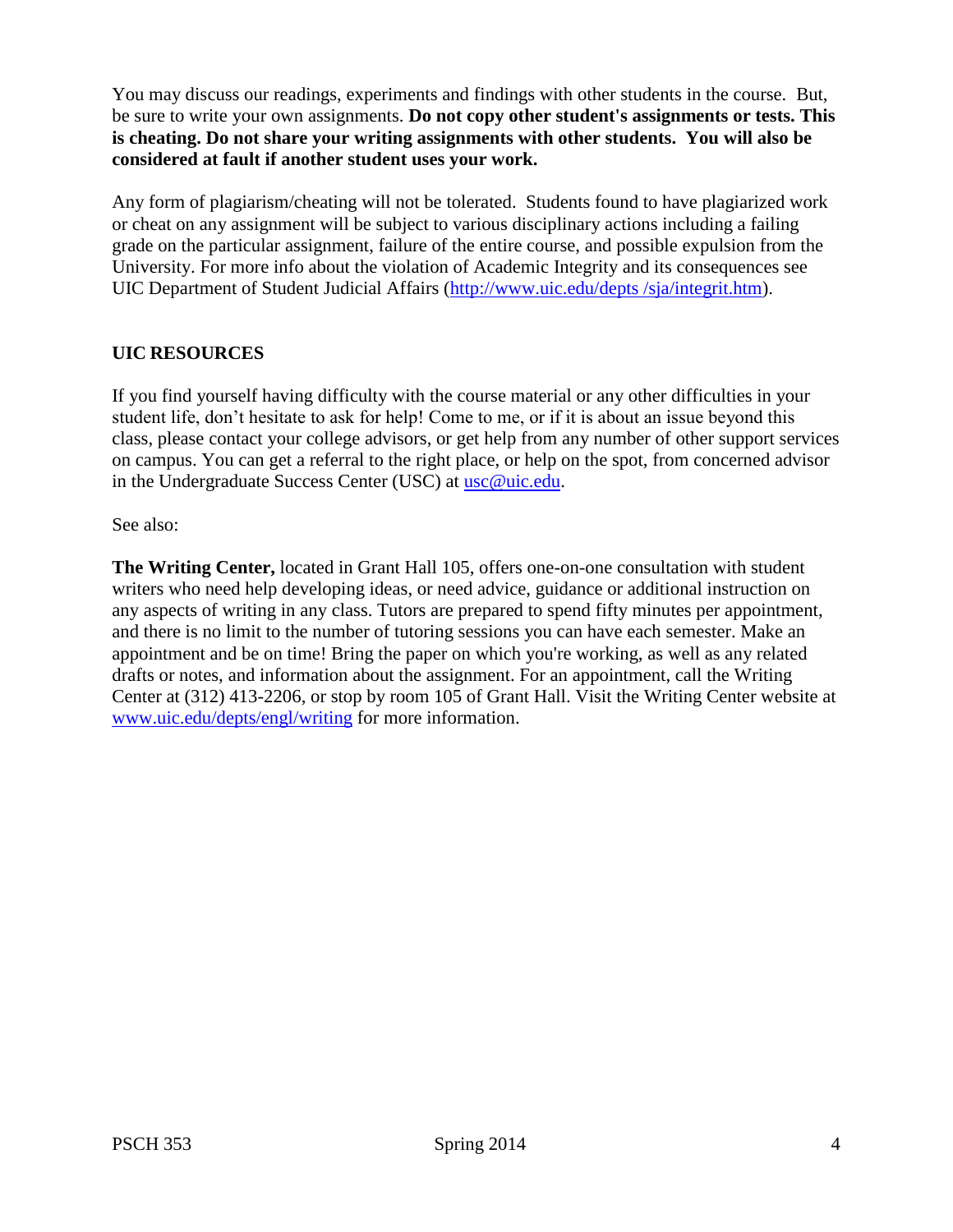You may discuss our readings, experiments and findings with other students in the course. But, be sure to write your own assignments. **Do not copy other student's assignments or tests. This is cheating. Do not share your writing assignments with other students. You will also be considered at fault if another student uses your work.**

Any form of plagiarism/cheating will not be tolerated. Students found to have plagiarized work or cheat on any assignment will be subject to various disciplinary actions including a failing grade on the particular assignment, failure of the entire course, and possible expulsion from the University. For more info about the violation of Academic Integrity and its consequences see UIC Department of Student Judicial Affairs (http://www.uic.edu/depts /sja/integrit.htm).

## UIC RESOURCES

If you find yourself having difficulty with the course material or any other difficulties in your student life, don't hesitate to ask for help! Come to me, or if it is about an issue beyond this class, please contact your college advisors, or get help from any number of other support services on campus. You can get a referral to the right place, or help on the spot, from concerned advisor in the Undergraduate Success Center (USC) at usc@uic.edu.

See also:

**The Writing Center,** located in Grant Hall 105, offers one-on-one consultation with student writers who need help developing ideas, or need advice, guidance or additional instruction on any aspects of writing in any class. Tutors are prepared to spend fifty minutes per appointment, and there is no limit to the number of tutoring sessions you can have each semester. Make an appointment and be on time! Bring the paper on which you're working, as well as any related drafts or notes, and information about the assignment. For an appointment, call the Writing Center at (312) 413-2206, or stop by room 105 of Grant Hall. Visit the Writing Center website at www.uic.edu/depts/engl/writing for more information.